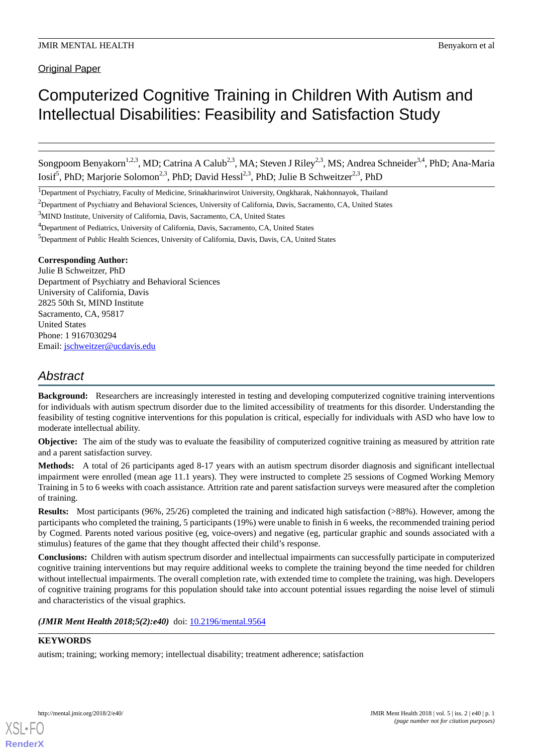Original Paper

# Computerized Cognitive Training in Children With Autism and Intellectual Disabilities: Feasibility and Satisfaction Study

Songpoom Benyakorn[1,2,3], MD; Catrina A Calub[2,3], MA; Steven J Riley[2,3], MS; Andrea Schneider[3,4], PhD; Ana-Maria Iosif[5], PhD; Marjorie Solomon[2,3], PhD; David Hessl[2,3], PhD; Julie B Schweitzer[2,3], PhD

[1]Department of Psychiatry, Faculty of Medicine, Srinakharinwirot University, Ongkharak, Nakhonnayok, Thailand

[2]Department of Psychiatry and Behavioral Sciences, University of California, Davis, Sacramento, CA, United States

[3]MIND Institute, University of California, Davis, Sacramento, CA, United States

[4]Department of Pediatrics, University of California, Davis, Sacramento, CA, United States

[5]Department of Public Health Sciences, University of California, Davis, Davis, CA, United States

**Corresponding Author:**
Julie B Schweitzer, PhD
Department of Psychiatry and Behavioral Sciences
University of California, Davis
2825 50th St, MIND Institute
Sacramento, CA, 95817
United States
Phone: 1 9167030294
Email: jschweitzer@ucdavis.edu

## Abstract

**Background:** Researchers are increasingly interested in testing and developing computerized cognitive training interventions for individuals with autism spectrum disorder due to the limited accessibility of treatments for this disorder. Understanding the feasibility of testing cognitive interventions for this population is critical, especially for individuals with ASD who have low to moderate intellectual ability.

**Objective:** The aim of the study was to evaluate the feasibility of computerized cognitive training as measured by attrition rate and a parent satisfaction survey.

**Methods:** A total of 26 participants aged 8-17 years with an autism spectrum disorder diagnosis and significant intellectual impairment were enrolled (mean age 11.1 years). They were instructed to complete 25 sessions of Cogmed Working Memory Training in 5 to 6 weeks with coach assistance. Attrition rate and parent satisfaction surveys were measured after the completion of training.

**Results:** Most participants (96%, 25/26) completed the training and indicated high satisfaction (>88%). However, among the participants who completed the training, 5 participants (19%) were unable to finish in 6 weeks, the recommended training period by Cogmed. Parents noted various positive (eg, voice-overs) and negative (eg, particular graphic and sounds associated with a stimulus) features of the game that they thought affected their child's response.

**Conclusions:** Children with autism spectrum disorder and intellectual impairments can successfully participate in computerized cognitive training interventions but may require additional weeks to complete the training beyond the time needed for children without intellectual impairments. The overall completion rate, with extended time to complete the training, was high. Developers of cognitive training programs for this population should take into account potential issues regarding the noise level of stimuli and characteristics of the visual graphics.

***(JMIR Ment Health 2018;5(2):e40)*** doi: 10.2196/mental.9564

**KEYWORDS**

autism; training; working memory; intellectual disability; treatment adherence; satisfaction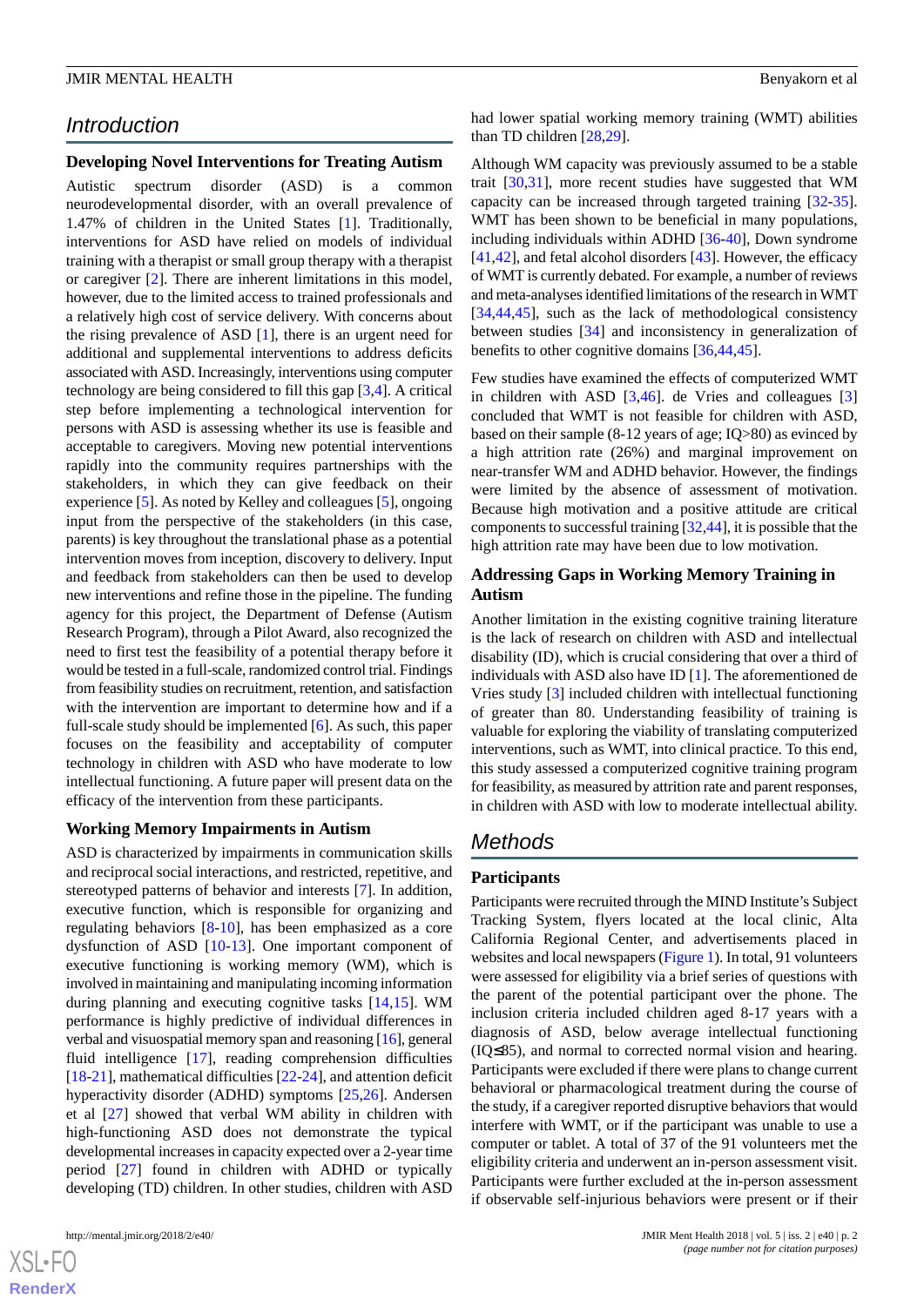## Introduction

### Developing Novel Interventions for Treating Autism

Autistic spectrum disorder (ASD) is a common neurodevelopmental disorder, with an overall prevalence of 1.47% of children in the United States [1]. Traditionally, interventions for ASD have relied on models of individual training with a therapist or small group therapy with a therapist or caregiver [2]. There are inherent limitations in this model, however, due to the limited access to trained professionals and a relatively high cost of service delivery. With concerns about the rising prevalence of ASD [1], there is an urgent need for additional and supplemental interventions to address deficits associated with ASD. Increasingly, interventions using computer technology are being considered to fill this gap [3,4]. A critical step before implementing a technological intervention for persons with ASD is assessing whether its use is feasible and acceptable to caregivers. Moving new potential interventions rapidly into the community requires partnerships with the stakeholders, in which they can give feedback on their experience [5]. As noted by Kelley and colleagues [5], ongoing input from the perspective of the stakeholders (in this case, parents) is key throughout the translational phase as a potential intervention moves from inception, discovery to delivery. Input and feedback from stakeholders can then be used to develop new interventions and refine those in the pipeline. The funding agency for this project, the Department of Defense (Autism Research Program), through a Pilot Award, also recognized the need to first test the feasibility of a potential therapy before it would be tested in a full-scale, randomized control trial. Findings from feasibility studies on recruitment, retention, and satisfaction with the intervention are important to determine how and if a full-scale study should be implemented [6]. As such, this paper focuses on the feasibility and acceptability of computer technology in children with ASD who have moderate to low intellectual functioning. A future paper will present data on the efficacy of the intervention from these participants.

### Working Memory Impairments in Autism

ASD is characterized by impairments in communication skills and reciprocal social interactions, and restricted, repetitive, and stereotyped patterns of behavior and interests [7]. In addition, executive function, which is responsible for organizing and regulating behaviors [8-10], has been emphasized as a core dysfunction of ASD [10-13]. One important component of executive functioning is working memory (WM), which is involved in maintaining and manipulating incoming information during planning and executing cognitive tasks [14,15]. WM performance is highly predictive of individual differences in verbal and visuospatial memory span and reasoning [16], general fluid intelligence [17], reading comprehension difficulties [18-21], mathematical difficulties [22-24], and attention deficit hyperactivity disorder (ADHD) symptoms [25,26]. Andersen et al [27] showed that verbal WM ability in children with high-functioning ASD does not demonstrate the typical developmental increases in capacity expected over a 2-year time period [27] found in children with ADHD or typically developing (TD) children. In other studies, children with ASD had lower spatial working memory training (WMT) abilities than TD children [28,29].

Although WM capacity was previously assumed to be a stable trait [30,31], more recent studies have suggested that WM capacity can be increased through targeted training [32-35]. WMT has been shown to be beneficial in many populations, including individuals within ADHD [36-40], Down syndrome [41,42], and fetal alcohol disorders [43]. However, the efficacy of WMT is currently debated. For example, a number of reviews and meta-analyses identified limitations of the research in WMT [34,44,45], such as the lack of methodological consistency between studies [34] and inconsistency in generalization of benefits to other cognitive domains [36,44,45].

Few studies have examined the effects of computerized WMT in children with ASD [3,46]. de Vries and colleagues [3] concluded that WMT is not feasible for children with ASD, based on their sample (8-12 years of age; IQ>80) as evinced by a high attrition rate (26%) and marginal improvement on near-transfer WM and ADHD behavior. However, the findings were limited by the absence of assessment of motivation. Because high motivation and a positive attitude are critical components to successful training [32,44], it is possible that the high attrition rate may have been due to low motivation.

### Addressing Gaps in Working Memory Training in Autism

Another limitation in the existing cognitive training literature is the lack of research on children with ASD and intellectual disability (ID), which is crucial considering that over a third of individuals with ASD also have ID [1]. The aforementioned de Vries study [3] included children with intellectual functioning of greater than 80. Understanding feasibility of training is valuable for exploring the viability of translating computerized interventions, such as WMT, into clinical practice. To this end, this study assessed a computerized cognitive training program for feasibility, as measured by attrition rate and parent responses, in children with ASD with low to moderate intellectual ability.

## Methods

### Participants

Participants were recruited through the MIND Institute's Subject Tracking System, flyers located at the local clinic, Alta California Regional Center, and advertisements placed in websites and local newspapers (Figure 1). In total, 91 volunteers were assessed for eligibility via a brief series of questions with the parent of the potential participant over the phone. The inclusion criteria included children aged 8-17 years with a diagnosis of ASD, below average intellectual functioning (IQ≤85), and normal to corrected normal vision and hearing. Participants were excluded if there were plans to change current behavioral or pharmacological treatment during the course of the study, if a caregiver reported disruptive behaviors that would interfere with WMT, or if the participant was unable to use a computer or tablet. A total of 37 of the 91 volunteers met the eligibility criteria and underwent an in-person assessment visit. Participants were further excluded at the in-person assessment if observable self-injurious behaviors were present or if their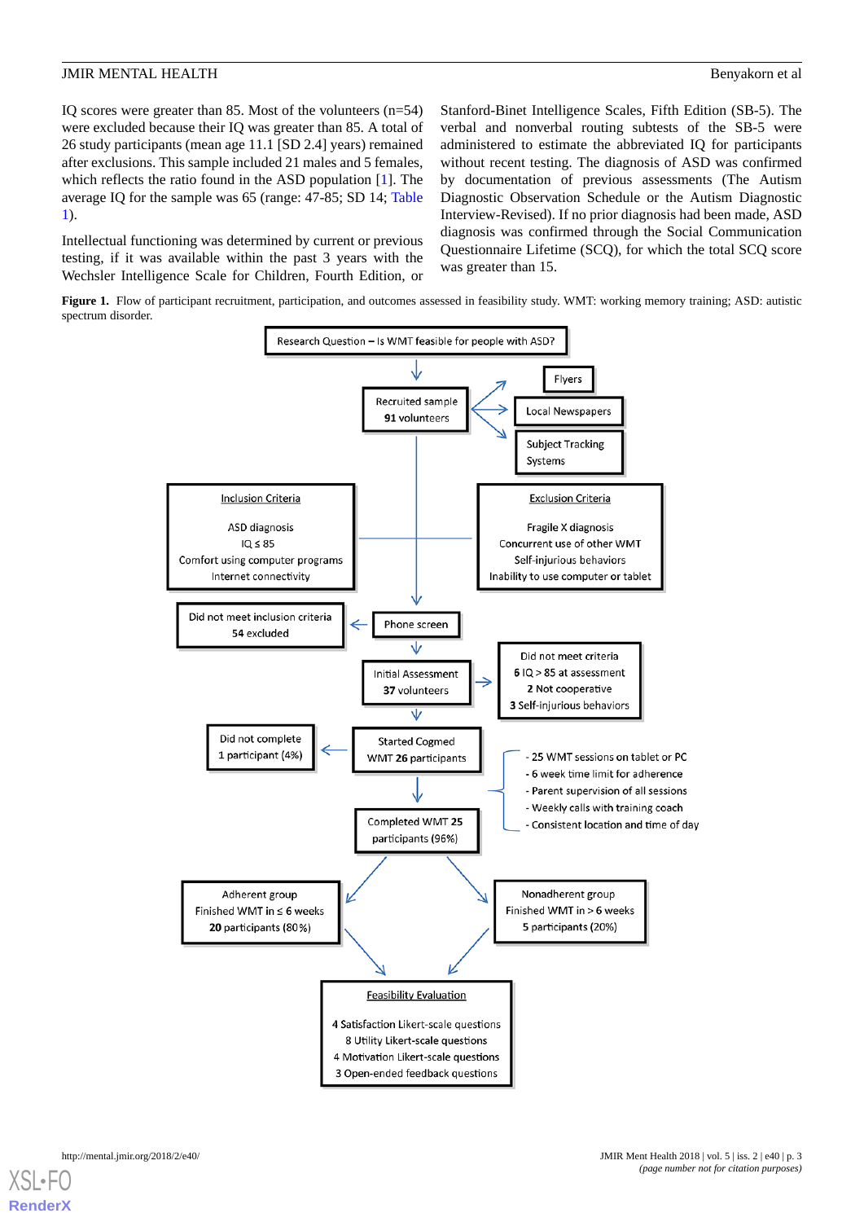IQ scores were greater than 85. Most of the volunteers (n=54) were excluded because their IQ was greater than 85. A total of 26 study participants (mean age 11.1 [SD 2.4] years) remained after exclusions. This sample included 21 males and 5 females, which reflects the ratio found in the ASD population [1]. The average IQ for the sample was 65 (range: 47-85; SD 14; Table 1).

Intellectual functioning was determined by current or previous testing, if it was available within the past 3 years with the Wechsler Intelligence Scale for Children, Fourth Edition, or Stanford-Binet Intelligence Scales, Fifth Edition (SB-5). The verbal and nonverbal routing subtests of the SB-5 were administered to estimate the abbreviated IQ for participants without recent testing. The diagnosis of ASD was confirmed by documentation of previous assessments (The Autism Diagnostic Observation Schedule or the Autism Diagnostic Interview-Revised). If no prior diagnosis had been made, ASD diagnosis was confirmed through the Social Communication Questionnaire Lifetime (SCQ), for which the total SCQ score was greater than 15.

**Figure 1.** Flow of participant recruitment, participation, and outcomes assessed in feasibility study. WMT: working memory training; ASD: autistic spectrum disorder.

Research Question – Is WMT feasible for people with ASD?

Recruited sample
91 volunteers

Flyers

Local Newspapers

Subject Tracking Systems

Inclusion Criteria

ASD diagnosis
IQ ≤ 85
Comfort using computer programs
Internet connectivity

Exclusion Criteria

Fragile X diagnosis
Concurrent use of other WMT
Self-injurious behaviors
Inability to use computer or tablet

Did not meet inclusion criteria
54 excluded

Phone screen

Initial Assessment
37 volunteers

Did not meet criteria
6 IQ > 85 at assessment
2 Not cooperative
3 Self-injurious behaviors

Did not complete
1 participant (4%)

Started Cogmed
WMT 26 participants

- 25 WMT sessions on tablet or PC
- 6 week time limit for adherence
- Parent supervision of all sessions
- Weekly calls with training coach
- Consistent location and time of day

Completed WMT 25
participants (96%)

Adherent group
Finished WMT in ≤ 6 weeks
20 participants (80%)

Nonadherent group
Finished WMT in > 6 weeks
5 participants (20%)

Feasibility Evaluation

4 Satisfaction Likert-scale questions
8 Utility Likert-scale questions
4 Motivation Likert-scale questions
3 Open-ended feedback questions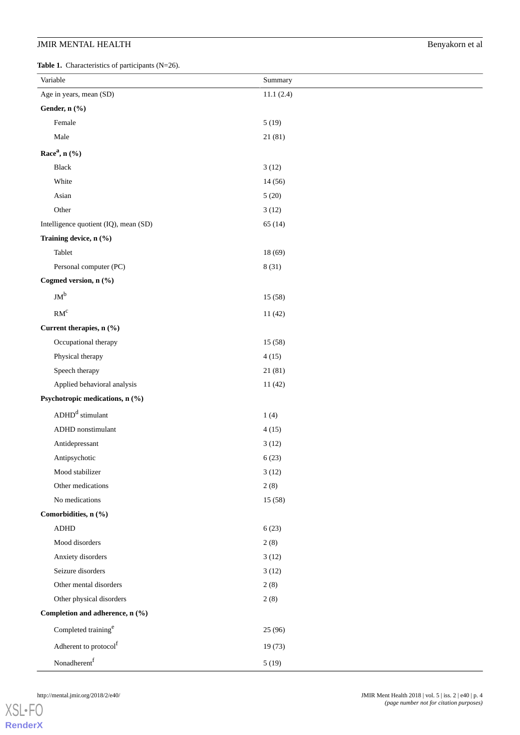**Table 1.** Characteristics of participants (N=26).

| Variable | Summary |
|---|---|
| Age in years, mean (SD) | 11.1 (2.4) |
| **Gender, n (%)** | |
| Female | 5 (19) |
| Male | 21 (81) |
| **Race[a], n (%)** | |
| Black | 3 (12) |
| White | 14 (56) |
| Asian | 5 (20) |
| Other | 3 (12) |
| Intelligence quotient (IQ), mean (SD) | 65 (14) |
| **Training device, n (%)** | |
| Tablet | 18 (69) |
| Personal computer (PC) | 8 (31) |
| **Cogmed version, n (%)** | |
| JM[b] | 15 (58) |
| RM[c] | 11 (42) |
| **Current therapies, n (%)** | |
| Occupational therapy | 15 (58) |
| Physical therapy | 4 (15) |
| Speech therapy | 21 (81) |
| Applied behavioral analysis | 11 (42) |
| **Psychotropic medications, n (%)** | |
| ADHD[d] stimulant | 1 (4) |
| ADHD nonstimulant | 4 (15) |
| Antidepressant | 3 (12) |
| Antipsychotic | 6 (23) |
| Mood stabilizer | 3 (12) |
| Other medications | 2 (8) |
| No medications | 15 (58) |
| **Comorbidities, n (%)** | |
| ADHD | 6 (23) |
| Mood disorders | 2 (8) |
| Anxiety disorders | 3 (12) |
| Seizure disorders | 3 (12) |
| Other mental disorders | 2 (8) |
| Other physical disorders | 2 (8) |
| **Completion and adherence, n (%)** | |
| Completed training[e] | 25 (96) |
| Adherent to protocol[f] | 19 (73) |
| Nonadherent[f] | 5 (19) |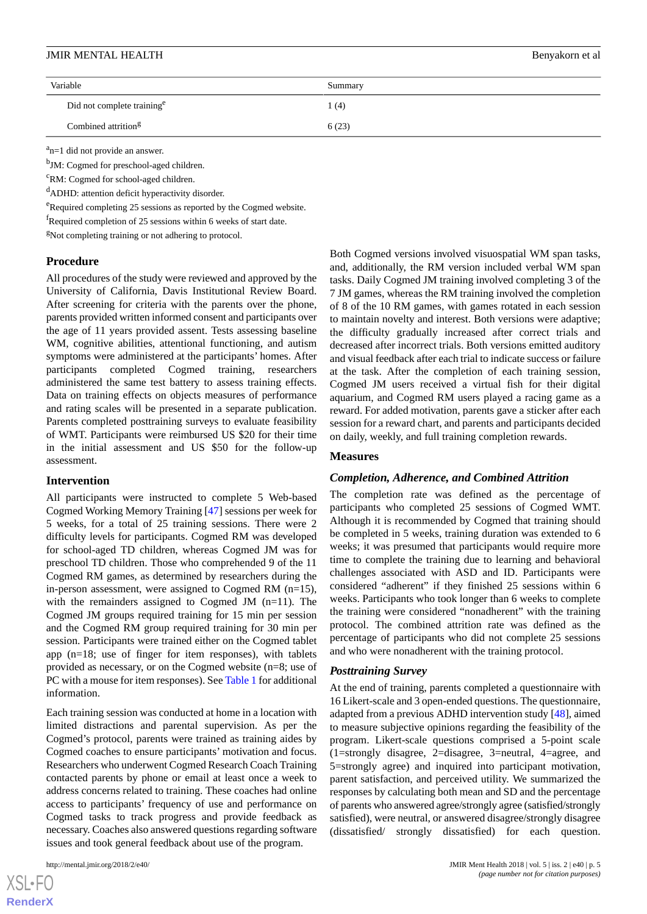| Variable | Summary |
|---|---|
| Did not complete training[e] | 1 (4) |
| Combined attrition[g] | 6 (23) |

[a]n=1 did not provide an answer.

[b]JM: Cogmed for preschool-aged children.

[c]RM: Cogmed for school-aged children.

[d]ADHD: attention deficit hyperactivity disorder.

[e]Required completing 25 sessions as reported by the Cogmed website.

[f]Required completion of 25 sessions within 6 weeks of start date.

[g]Not completing training or not adhering to protocol.

### Procedure

All procedures of the study were reviewed and approved by the University of California, Davis Institutional Review Board. After screening for criteria with the parents over the phone, parents provided written informed consent and participants over the age of 11 years provided assent. Tests assessing baseline WM, cognitive abilities, attentional functioning, and autism symptoms were administered at the participants' homes. After participants completed Cogmed training, researchers administered the same test battery to assess training effects. Data on training effects on objects measures of performance and rating scales will be presented in a separate publication. Parents completed posttraining surveys to evaluate feasibility of WMT. Participants were reimbursed US $20 for their time in the initial assessment and US $50 for the follow-up assessment.

### Intervention

All participants were instructed to complete 5 Web-based Cogmed Working Memory Training [47] sessions per week for 5 weeks, for a total of 25 training sessions. There were 2 difficulty levels for participants. Cogmed RM was developed for school-aged TD children, whereas Cogmed JM was for preschool TD children. Those who comprehended 9 of the 11 Cogmed RM games, as determined by researchers during the in-person assessment, were assigned to Cogmed RM (n=15), with the remainders assigned to Cogmed JM (n=11). The Cogmed JM groups required training for 15 min per session and the Cogmed RM group required training for 30 min per session. Participants were trained either on the Cogmed tablet app (n=18; use of finger for item responses), with tablets provided as necessary, or on the Cogmed website (n=8; use of PC with a mouse for item responses). See Table 1 for additional information.

Each training session was conducted at home in a location with limited distractions and parental supervision. As per the Cogmed's protocol, parents were trained as training aides by Cogmed coaches to ensure participants' motivation and focus. Researchers who underwent Cogmed Research Coach Training contacted parents by phone or email at least once a week to address concerns related to training. These coaches had online access to participants' frequency of use and performance on Cogmed tasks to track progress and provide feedback as necessary. Coaches also answered questions regarding software issues and took general feedback about use of the program.

Both Cogmed versions involved visuospatial WM span tasks, and, additionally, the RM version included verbal WM span tasks. Daily Cogmed JM training involved completing 3 of the 7 JM games, whereas the RM training involved the completion of 8 of the 10 RM games, with games rotated in each session to maintain novelty and interest. Both versions were adaptive; the difficulty gradually increased after correct trials and decreased after incorrect trials. Both versions emitted auditory and visual feedback after each trial to indicate success or failure at the task. After the completion of each training session, Cogmed JM users received a virtual fish for their digital aquarium, and Cogmed RM users played a racing game as a reward. For added motivation, parents gave a sticker after each session for a reward chart, and parents and participants decided on daily, weekly, and full training completion rewards.

### Measures

#### *Completion, Adherence, and Combined Attrition*

The completion rate was defined as the percentage of participants who completed 25 sessions of Cogmed WMT. Although it is recommended by Cogmed that training should be completed in 5 weeks, training duration was extended to 6 weeks; it was presumed that participants would require more time to complete the training due to learning and behavioral challenges associated with ASD and ID. Participants were considered "adherent" if they finished 25 sessions within 6 weeks. Participants who took longer than 6 weeks to complete the training were considered "nonadherent" with the training protocol. The combined attrition rate was defined as the percentage of participants who did not complete 25 sessions and who were nonadherent with the training protocol.

#### *Posttraining Survey*

At the end of training, parents completed a questionnaire with 16 Likert-scale and 3 open-ended questions. The questionnaire, adapted from a previous ADHD intervention study [48], aimed to measure subjective opinions regarding the feasibility of the program. Likert-scale questions comprised a 5-point scale (1=strongly disagree, 2=disagree, 3=neutral, 4=agree, and 5=strongly agree) and inquired into participant motivation, parent satisfaction, and perceived utility. We summarized the responses by calculating both mean and SD and the percentage of parents who answered agree/strongly agree (satisfied/strongly satisfied), were neutral, or answered disagree/strongly disagree (dissatisfied/ strongly dissatisfied) for each question.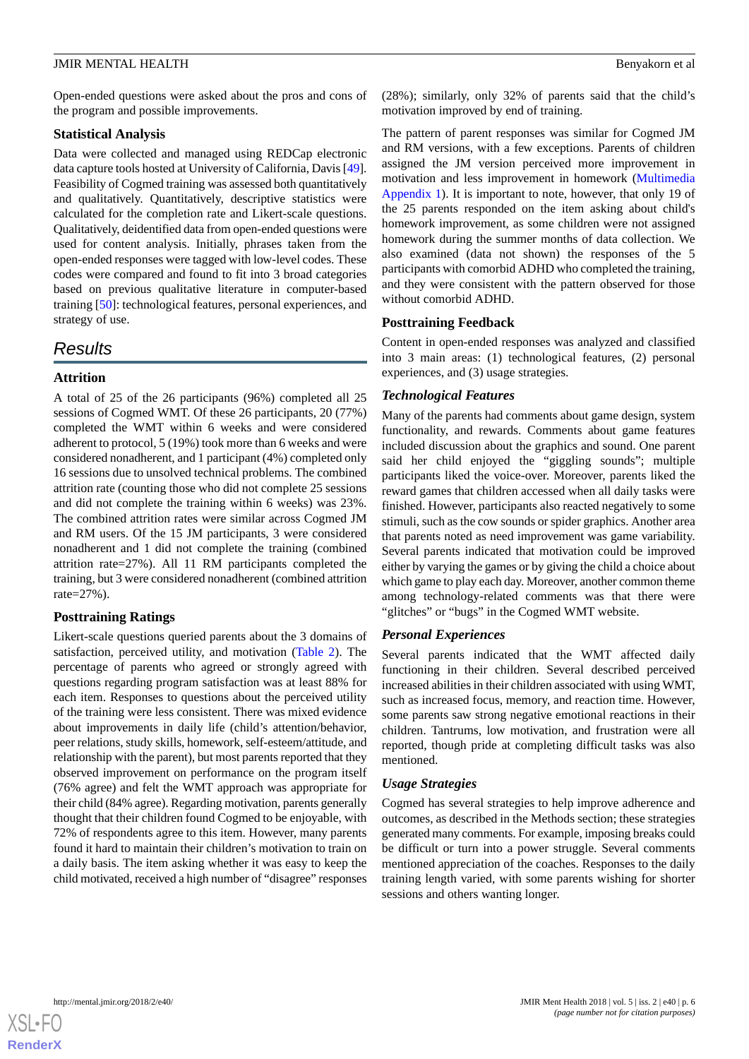Open-ended questions were asked about the pros and cons of the program and possible improvements.

### Statistical Analysis

Data were collected and managed using REDCap electronic data capture tools hosted at University of California, Davis [49]. Feasibility of Cogmed training was assessed both quantitatively and qualitatively. Quantitatively, descriptive statistics were calculated for the completion rate and Likert-scale questions. Qualitatively, deidentified data from open-ended questions were used for content analysis. Initially, phrases taken from the open-ended responses were tagged with low-level codes. These codes were compared and found to fit into 3 broad categories based on previous qualitative literature in computer-based training [50]: technological features, personal experiences, and strategy of use.

## Results

### Attrition

A total of 25 of the 26 participants (96%) completed all 25 sessions of Cogmed WMT. Of these 26 participants, 20 (77%) completed the WMT within 6 weeks and were considered adherent to protocol, 5 (19%) took more than 6 weeks and were considered nonadherent, and 1 participant (4%) completed only 16 sessions due to unsolved technical problems. The combined attrition rate (counting those who did not complete 25 sessions and did not complete the training within 6 weeks) was 23%. The combined attrition rates were similar across Cogmed JM and RM users. Of the 15 JM participants, 3 were considered nonadherent and 1 did not complete the training (combined attrition rate=27%). All 11 RM participants completed the training, but 3 were considered nonadherent (combined attrition rate=27%).

### Posttraining Ratings

Likert-scale questions queried parents about the 3 domains of satisfaction, perceived utility, and motivation (Table 2). The percentage of parents who agreed or strongly agreed with questions regarding program satisfaction was at least 88% for each item. Responses to questions about the perceived utility of the training were less consistent. There was mixed evidence about improvements in daily life (child's attention/behavior, peer relations, study skills, homework, self-esteem/attitude, and relationship with the parent), but most parents reported that they observed improvement on performance on the program itself (76% agree) and felt the WMT approach was appropriate for their child (84% agree). Regarding motivation, parents generally thought that their children found Cogmed to be enjoyable, with 72% of respondents agree to this item. However, many parents found it hard to maintain their children's motivation to train on a daily basis. The item asking whether it was easy to keep the child motivated, received a high number of "disagree" responses (28%); similarly, only 32% of parents said that the child's motivation improved by end of training.

The pattern of parent responses was similar for Cogmed JM and RM versions, with a few exceptions. Parents of children assigned the JM version perceived more improvement in motivation and less improvement in homework (Multimedia Appendix 1). It is important to note, however, that only 19 of the 25 parents responded on the item asking about child's homework improvement, as some children were not assigned homework during the summer months of data collection. We also examined (data not shown) the responses of the 5 participants with comorbid ADHD who completed the training, and they were consistent with the pattern observed for those without comorbid ADHD.

### Posttraining Feedback

Content in open-ended responses was analyzed and classified into 3 main areas: (1) technological features, (2) personal experiences, and (3) usage strategies.

#### *Technological Features*

Many of the parents had comments about game design, system functionality, and rewards. Comments about game features included discussion about the graphics and sound. One parent said her child enjoyed the "giggling sounds"; multiple participants liked the voice-over. Moreover, parents liked the reward games that children accessed when all daily tasks were finished. However, participants also reacted negatively to some stimuli, such as the cow sounds or spider graphics. Another area that parents noted as need improvement was game variability. Several parents indicated that motivation could be improved either by varying the games or by giving the child a choice about which game to play each day. Moreover, another common theme among technology-related comments was that there were "glitches" or "bugs" in the Cogmed WMT website.

#### *Personal Experiences*

Several parents indicated that the WMT affected daily functioning in their children. Several described perceived increased abilities in their children associated with using WMT, such as increased focus, memory, and reaction time. However, some parents saw strong negative emotional reactions in their children. Tantrums, low motivation, and frustration were all reported, though pride at completing difficult tasks was also mentioned.

#### *Usage Strategies*

Cogmed has several strategies to help improve adherence and outcomes, as described in the Methods section; these strategies generated many comments. For example, imposing breaks could be difficult or turn into a power struggle. Several comments mentioned appreciation of the coaches. Responses to the daily training length varied, with some parents wishing for shorter sessions and others wanting longer.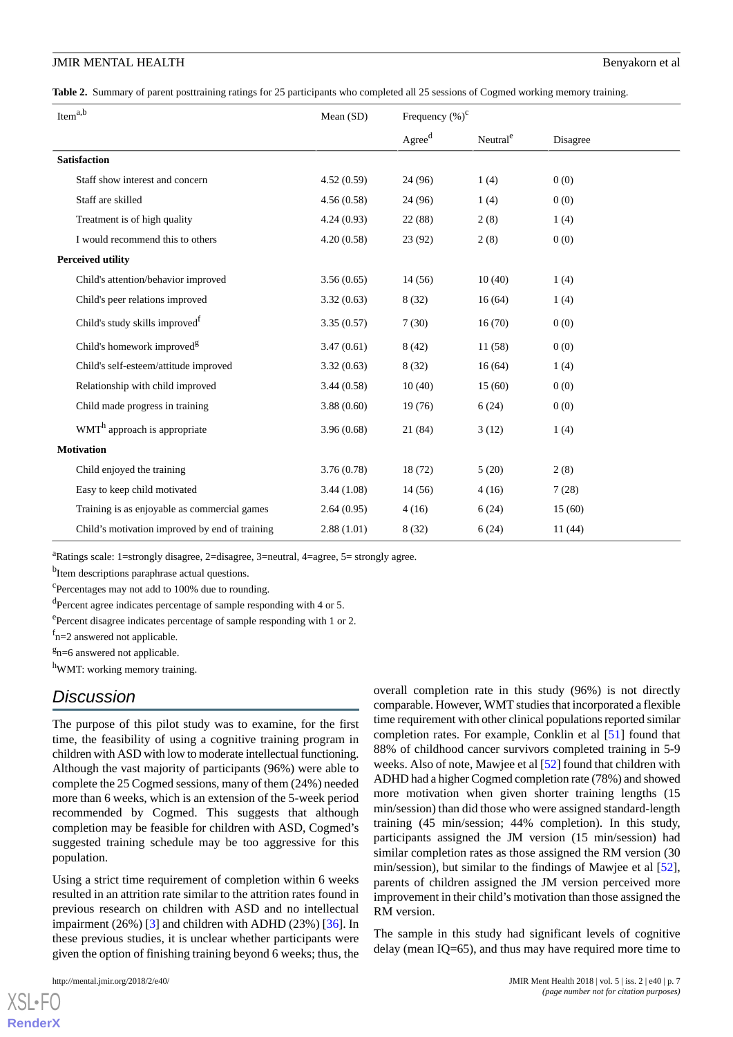**Table 2.** Summary of parent posttraining ratings for 25 participants who completed all 25 sessions of Cogmed working memory training.

| Item[a,b] | Mean (SD) | Frequency (%)[c] | | |
|---|---|---|---|---|
| | | Agree[d] | Neutral[e] | Disagree |
| **Satisfaction** | | | | |
| Staff show interest and concern | 4.52 (0.59) | 24 (96) | 1 (4) | 0 (0) |
| Staff are skilled | 4.56 (0.58) | 24 (96) | 1 (4) | 0 (0) |
| Treatment is of high quality | 4.24 (0.93) | 22 (88) | 2 (8) | 1 (4) |
| I would recommend this to others | 4.20 (0.58) | 23 (92) | 2 (8) | 0 (0) |
| **Perceived utility** | | | | |
| Child's attention/behavior improved | 3.56 (0.65) | 14 (56) | 10 (40) | 1 (4) |
| Child's peer relations improved | 3.32 (0.63) | 8 (32) | 16 (64) | 1 (4) |
| Child's study skills improved[f] | 3.35 (0.57) | 7 (30) | 16 (70) | 0 (0) |
| Child's homework improved[g] | 3.47 (0.61) | 8 (42) | 11 (58) | 0 (0) |
| Child's self-esteem/attitude improved | 3.32 (0.63) | 8 (32) | 16 (64) | 1 (4) |
| Relationship with child improved | 3.44 (0.58) | 10 (40) | 15 (60) | 0 (0) |
| Child made progress in training | 3.88 (0.60) | 19 (76) | 6 (24) | 0 (0) |
| WMT[h] approach is appropriate | 3.96 (0.68) | 21 (84) | 3 (12) | 1 (4) |
| **Motivation** | | | | |
| Child enjoyed the training | 3.76 (0.78) | 18 (72) | 5 (20) | 2 (8) |
| Easy to keep child motivated | 3.44 (1.08) | 14 (56) | 4 (16) | 7 (28) |
| Training is as enjoyable as commercial games | 2.64 (0.95) | 4 (16) | 6 (24) | 15 (60) |
| Child's motivation improved by end of training | 2.88 (1.01) | 8 (32) | 6 (24) | 11 (44) |

[a]Ratings scale: 1=strongly disagree, 2=disagree, 3=neutral, 4=agree, 5= strongly agree.

[b]Item descriptions paraphrase actual questions.

[c]Percentages may not add to 100% due to rounding.

[d]Percent agree indicates percentage of sample responding with 4 or 5.

[e]Percent disagree indicates percentage of sample responding with 1 or 2.

[f]n=2 answered not applicable.

[g]n=6 answered not applicable.

[h]WMT: working memory training.

## Discussion

The purpose of this pilot study was to examine, for the first time, the feasibility of using a cognitive training program in children with ASD with low to moderate intellectual functioning. Although the vast majority of participants (96%) were able to complete the 25 Cogmed sessions, many of them (24%) needed more than 6 weeks, which is an extension of the 5-week period recommended by Cogmed. This suggests that although completion may be feasible for children with ASD, Cogmed's suggested training schedule may be too aggressive for this population.

Using a strict time requirement of completion within 6 weeks resulted in an attrition rate similar to the attrition rates found in previous research on children with ASD and no intellectual impairment (26%) [3] and children with ADHD (23%) [36]. In these previous studies, it is unclear whether participants were given the option of finishing training beyond 6 weeks; thus, the overall completion rate in this study (96%) is not directly comparable. However, WMT studies that incorporated a flexible time requirement with other clinical populations reported similar completion rates. For example, Conklin et al [51] found that 88% of childhood cancer survivors completed training in 5-9 weeks. Also of note, Mawjee et al [52] found that children with ADHD had a higher Cogmed completion rate (78%) and showed more motivation when given shorter training lengths (15 min/session) than did those who were assigned standard-length training (45 min/session; 44% completion). In this study, participants assigned the JM version (15 min/session) had similar completion rates as those assigned the RM version (30 min/session), but similar to the findings of Mawjee et al [52], parents of children assigned the JM version perceived more improvement in their child's motivation than those assigned the RM version.

The sample in this study had significant levels of cognitive delay (mean IQ=65), and thus may have required more time to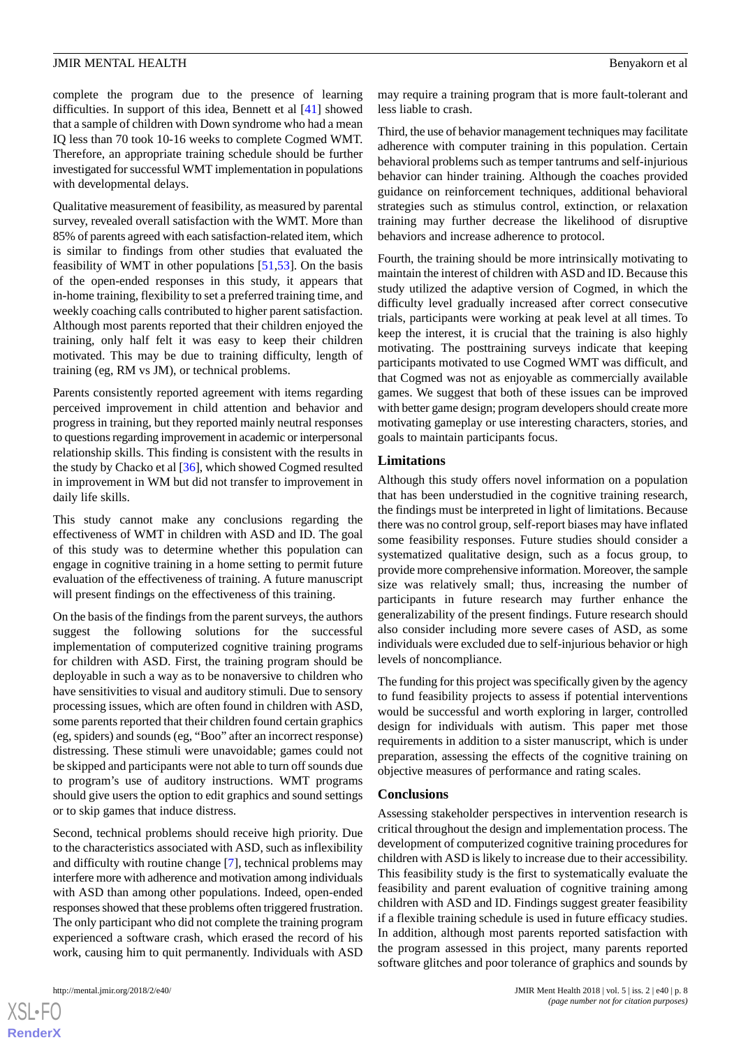complete the program due to the presence of learning difficulties. In support of this idea, Bennett et al [41] showed that a sample of children with Down syndrome who had a mean IQ less than 70 took 10-16 weeks to complete Cogmed WMT. Therefore, an appropriate training schedule should be further investigated for successful WMT implementation in populations with developmental delays.

Qualitative measurement of feasibility, as measured by parental survey, revealed overall satisfaction with the WMT. More than 85% of parents agreed with each satisfaction-related item, which is similar to findings from other studies that evaluated the feasibility of WMT in other populations [51,53]. On the basis of the open-ended responses in this study, it appears that in-home training, flexibility to set a preferred training time, and weekly coaching calls contributed to higher parent satisfaction. Although most parents reported that their children enjoyed the training, only half felt it was easy to keep their children motivated. This may be due to training difficulty, length of training (eg, RM vs JM), or technical problems.

Parents consistently reported agreement with items regarding perceived improvement in child attention and behavior and progress in training, but they reported mainly neutral responses to questions regarding improvement in academic or interpersonal relationship skills. This finding is consistent with the results in the study by Chacko et al [36], which showed Cogmed resulted in improvement in WM but did not transfer to improvement in daily life skills.

This study cannot make any conclusions regarding the effectiveness of WMT in children with ASD and ID. The goal of this study was to determine whether this population can engage in cognitive training in a home setting to permit future evaluation of the effectiveness of training. A future manuscript will present findings on the effectiveness of this training.

On the basis of the findings from the parent surveys, the authors suggest the following solutions for the successful implementation of computerized cognitive training programs for children with ASD. First, the training program should be deployable in such a way as to be nonaversive to children who have sensitivities to visual and auditory stimuli. Due to sensory processing issues, which are often found in children with ASD, some parents reported that their children found certain graphics (eg, spiders) and sounds (eg, "Boo" after an incorrect response) distressing. These stimuli were unavoidable; games could not be skipped and participants were not able to turn off sounds due to program's use of auditory instructions. WMT programs should give users the option to edit graphics and sound settings or to skip games that induce distress.

Second, technical problems should receive high priority. Due to the characteristics associated with ASD, such as inflexibility and difficulty with routine change [7], technical problems may interfere more with adherence and motivation among individuals with ASD than among other populations. Indeed, open-ended responses showed that these problems often triggered frustration. The only participant who did not complete the training program experienced a software crash, which erased the record of his work, causing him to quit permanently. Individuals with ASD may require a training program that is more fault-tolerant and less liable to crash.

Third, the use of behavior management techniques may facilitate adherence with computer training in this population. Certain behavioral problems such as temper tantrums and self-injurious behavior can hinder training. Although the coaches provided guidance on reinforcement techniques, additional behavioral strategies such as stimulus control, extinction, or relaxation training may further decrease the likelihood of disruptive behaviors and increase adherence to protocol.

Fourth, the training should be more intrinsically motivating to maintain the interest of children with ASD and ID. Because this study utilized the adaptive version of Cogmed, in which the difficulty level gradually increased after correct consecutive trials, participants were working at peak level at all times. To keep the interest, it is crucial that the training is also highly motivating. The posttraining surveys indicate that keeping participants motivated to use Cogmed WMT was difficult, and that Cogmed was not as enjoyable as commercially available games. We suggest that both of these issues can be improved with better game design; program developers should create more motivating gameplay or use interesting characters, stories, and goals to maintain participants focus.

## Limitations

Although this study offers novel information on a population that has been understudied in the cognitive training research, the findings must be interpreted in light of limitations. Because there was no control group, self-report biases may have inflated some feasibility responses. Future studies should consider a systematized qualitative design, such as a focus group, to provide more comprehensive information. Moreover, the sample size was relatively small; thus, increasing the number of participants in future research may further enhance the generalizability of the present findings. Future research should also consider including more severe cases of ASD, as some individuals were excluded due to self-injurious behavior or high levels of noncompliance.

The funding for this project was specifically given by the agency to fund feasibility projects to assess if potential interventions would be successful and worth exploring in larger, controlled design for individuals with autism. This paper met those requirements in addition to a sister manuscript, which is under preparation, assessing the effects of the cognitive training on objective measures of performance and rating scales.

## Conclusions

Assessing stakeholder perspectives in intervention research is critical throughout the design and implementation process. The development of computerized cognitive training procedures for children with ASD is likely to increase due to their accessibility. This feasibility study is the first to systematically evaluate the feasibility and parent evaluation of cognitive training among children with ASD and ID. Findings suggest greater feasibility if a flexible training schedule is used in future efficacy studies. In addition, although most parents reported satisfaction with the program assessed in this project, many parents reported software glitches and poor tolerance of graphics and sounds by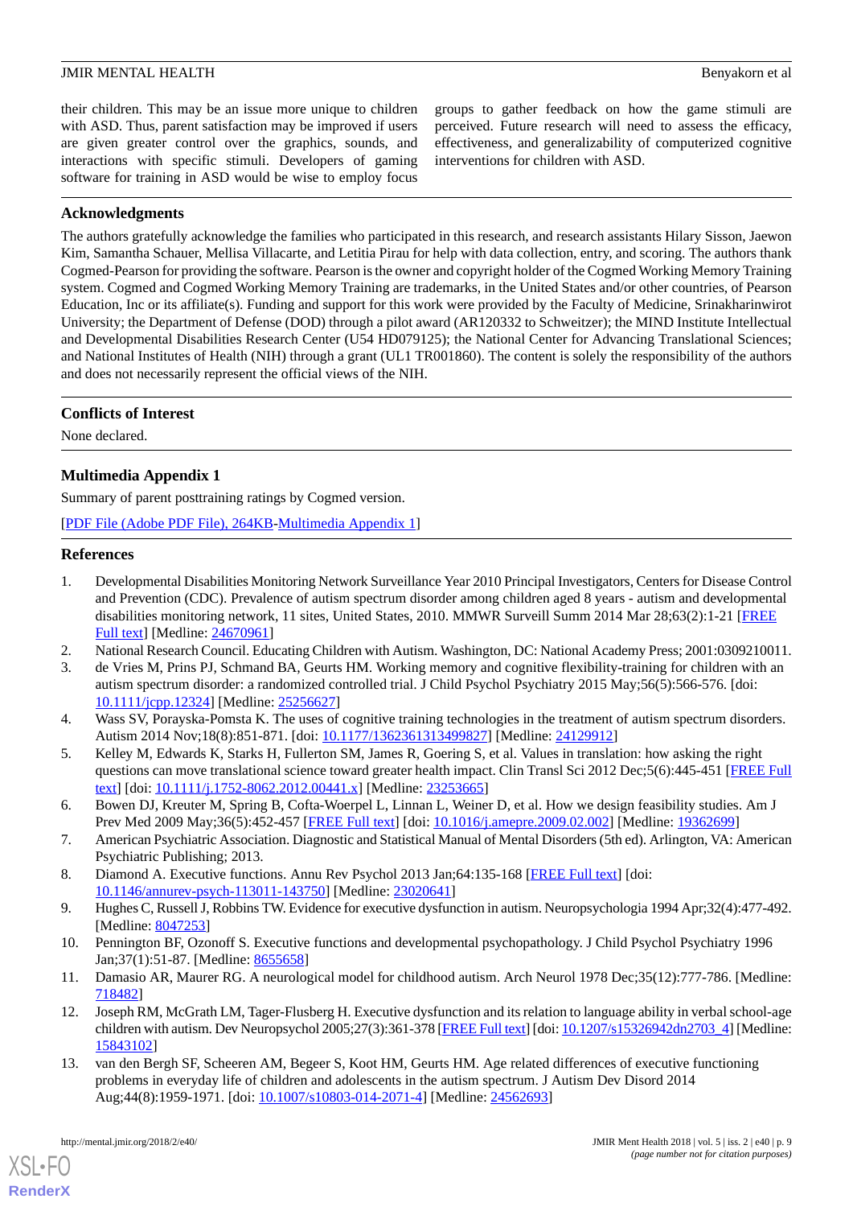their children. This may be an issue more unique to children with ASD. Thus, parent satisfaction may be improved if users are given greater control over the graphics, sounds, and interactions with specific stimuli. Developers of gaming software for training in ASD would be wise to employ focus groups to gather feedback on how the game stimuli are perceived. Future research will need to assess the efficacy, effectiveness, and generalizability of computerized cognitive interventions for children with ASD.

## Acknowledgments

The authors gratefully acknowledge the families who participated in this research, and research assistants Hilary Sisson, Jaewon Kim, Samantha Schauer, Mellisa Villacarte, and Letitia Pirau for help with data collection, entry, and scoring. The authors thank Cogmed-Pearson for providing the software. Pearson is the owner and copyright holder of the Cogmed Working Memory Training system. Cogmed and Cogmed Working Memory Training are trademarks, in the United States and/or other countries, of Pearson Education, Inc or its affiliate(s). Funding and support for this work were provided by the Faculty of Medicine, Srinakharinwirot University; the Department of Defense (DOD) through a pilot award (AR120332 to Schweitzer); the MIND Institute Intellectual and Developmental Disabilities Research Center (U54 HD079125); the National Center for Advancing Translational Sciences; and National Institutes of Health (NIH) through a grant (UL1 TR001860). The content is solely the responsibility of the authors and does not necessarily represent the official views of the NIH.

## Conflicts of Interest

None declared.

## Multimedia Appendix 1

Summary of parent posttraining ratings by Cogmed version.

[PDF File (Adobe PDF File), 264KB-Multimedia Appendix 1]

## References

1. Developmental Disabilities Monitoring Network Surveillance Year 2010 Principal Investigators, Centers for Disease Control and Prevention (CDC). Prevalence of autism spectrum disorder among children aged 8 years - autism and developmental disabilities monitoring network, 11 sites, United States, 2010. MMWR Surveill Summ 2014 Mar 28;63(2):1-21 [FREE Full text] [Medline: 24670961]
2. National Research Council. Educating Children with Autism. Washington, DC: National Academy Press; 2001:0309210011.
3. de Vries M, Prins PJ, Schmand BA, Geurts HM. Working memory and cognitive flexibility-training for children with an autism spectrum disorder: a randomized controlled trial. J Child Psychol Psychiatry 2015 May;56(5):566-576. [doi: 10.1111/jcpp.12324] [Medline: 25256627]
4. Wass SV, Porayska-Pomsta K. The uses of cognitive training technologies in the treatment of autism spectrum disorders. Autism 2014 Nov;18(8):851-871. [doi: 10.1177/1362361313499827] [Medline: 24129912]
5. Kelley M, Edwards K, Starks H, Fullerton SM, James R, Goering S, et al. Values in translation: how asking the right questions can move translational science toward greater health impact. Clin Transl Sci 2012 Dec;5(6):445-451 [FREE Full text] [doi: 10.1111/j.1752-8062.2012.00441.x] [Medline: 23253665]
6. Bowen DJ, Kreuter M, Spring B, Cofta-Woerpel L, Linnan L, Weiner D, et al. How we design feasibility studies. Am J Prev Med 2009 May;36(5):452-457 [FREE Full text] [doi: 10.1016/j.amepre.2009.02.002] [Medline: 19362699]
7. American Psychiatric Association. Diagnostic and Statistical Manual of Mental Disorders (5th ed). Arlington, VA: American Psychiatric Publishing; 2013.
8. Diamond A. Executive functions. Annu Rev Psychol 2013 Jan;64:135-168 [FREE Full text] [doi: 10.1146/annurev-psych-113011-143750] [Medline: 23020641]
9. Hughes C, Russell J, Robbins TW. Evidence for executive dysfunction in autism. Neuropsychologia 1994 Apr;32(4):477-492. [Medline: 8047253]
10. Pennington BF, Ozonoff S. Executive functions and developmental psychopathology. J Child Psychol Psychiatry 1996 Jan;37(1):51-87. [Medline: 8655658]
11. Damasio AR, Maurer RG. A neurological model for childhood autism. Arch Neurol 1978 Dec;35(12):777-786. [Medline: 718482]
12. Joseph RM, McGrath LM, Tager-Flusberg H. Executive dysfunction and its relation to language ability in verbal school-age children with autism. Dev Neuropsychol 2005;27(3):361-378 [FREE Full text] [doi: 10.1207/s15326942dn2703_4] [Medline: 15843102]
13. van den Bergh SF, Scheeren AM, Begeer S, Koot HM, Geurts HM. Age related differences of executive functioning problems in everyday life of children and adolescents in the autism spectrum. J Autism Dev Disord 2014 Aug;44(8):1959-1971. [doi: 10.1007/s10803-014-2071-4] [Medline: 24562693]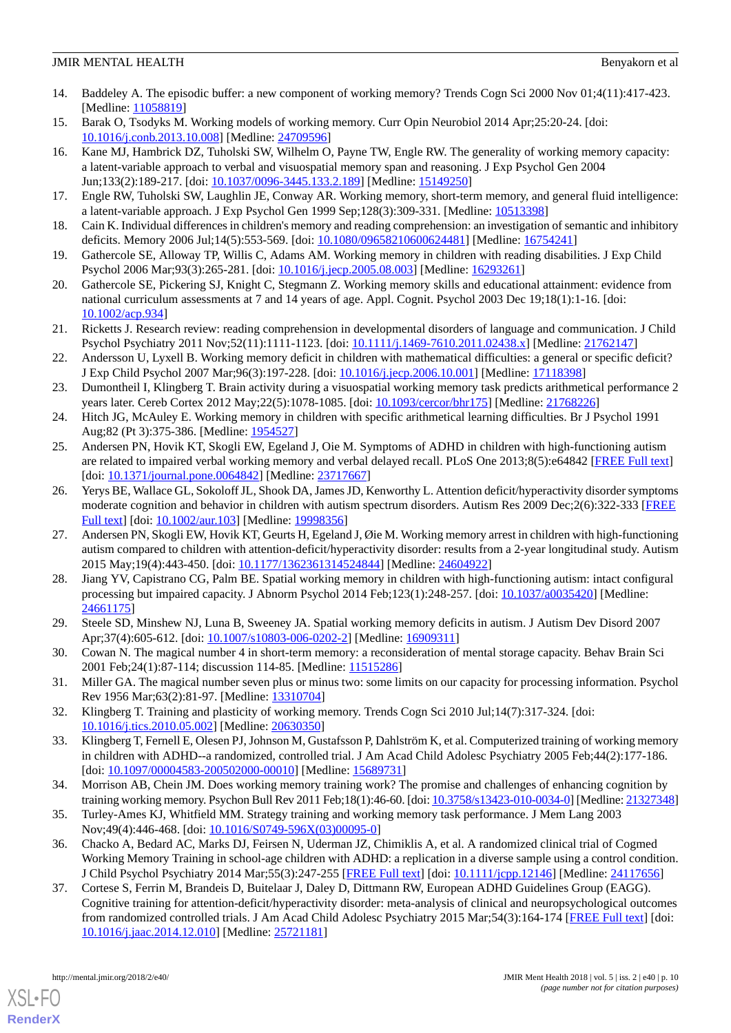14. Baddeley A. The episodic buffer: a new component of working memory? Trends Cogn Sci 2000 Nov 01;4(11):417-423. [Medline: 11058819]
15. Barak O, Tsodyks M. Working models of working memory. Curr Opin Neurobiol 2014 Apr;25:20-24. [doi: 10.1016/j.conb.2013.10.008] [Medline: 24709596]
16. Kane MJ, Hambrick DZ, Tuholski SW, Wilhelm O, Payne TW, Engle RW. The generality of working memory capacity: a latent-variable approach to verbal and visuospatial memory span and reasoning. J Exp Psychol Gen 2004 Jun;133(2):189-217. [doi: 10.1037/0096-3445.133.2.189] [Medline: 15149250]
17. Engle RW, Tuholski SW, Laughlin JE, Conway AR. Working memory, short-term memory, and general fluid intelligence: a latent-variable approach. J Exp Psychol Gen 1999 Sep;128(3):309-331. [Medline: 10513398]
18. Cain K. Individual differences in children's memory and reading comprehension: an investigation of semantic and inhibitory deficits. Memory 2006 Jul;14(5):553-569. [doi: 10.1080/09658210600624481] [Medline: 16754241]
19. Gathercole SE, Alloway TP, Willis C, Adams AM. Working memory in children with reading disabilities. J Exp Child Psychol 2006 Mar;93(3):265-281. [doi: 10.1016/j.jecp.2005.08.003] [Medline: 16293261]
20. Gathercole SE, Pickering SJ, Knight C, Stegmann Z. Working memory skills and educational attainment: evidence from national curriculum assessments at 7 and 14 years of age. Appl. Cognit. Psychol 2003 Dec 19;18(1):1-16. [doi: 10.1002/acp.934]
21. Ricketts J. Research review: reading comprehension in developmental disorders of language and communication. J Child Psychol Psychiatry 2011 Nov;52(11):1111-1123. [doi: 10.1111/j.1469-7610.2011.02438.x] [Medline: 21762147]
22. Andersson U, Lyxell B. Working memory deficit in children with mathematical difficulties: a general or specific deficit? J Exp Child Psychol 2007 Mar;96(3):197-228. [doi: 10.1016/j.jecp.2006.10.001] [Medline: 17118398]
23. Dumontheil I, Klingberg T. Brain activity during a visuospatial working memory task predicts arithmetical performance 2 years later. Cereb Cortex 2012 May;22(5):1078-1085. [doi: 10.1093/cercor/bhr175] [Medline: 21768226]
24. Hitch JG, McAuley E. Working memory in children with specific arithmetical learning difficulties. Br J Psychol 1991 Aug;82 (Pt 3):375-386. [Medline: 1954527]
25. Andersen PN, Hovik KT, Skogli EW, Egeland J, Oie M. Symptoms of ADHD in children with high-functioning autism are related to impaired verbal working memory and verbal delayed recall. PLoS One 2013;8(5):e64842 [FREE Full text] [doi: 10.1371/journal.pone.0064842] [Medline: 23717667]
26. Yerys BE, Wallace GL, Sokoloff JL, Shook DA, James JD, Kenworthy L. Attention deficit/hyperactivity disorder symptoms moderate cognition and behavior in children with autism spectrum disorders. Autism Res 2009 Dec;2(6):322-333 [FREE Full text] [doi: 10.1002/aur.103] [Medline: 19998356]
27. Andersen PN, Skogli EW, Hovik KT, Geurts H, Egeland J, Øie M. Working memory arrest in children with high-functioning autism compared to children with attention-deficit/hyperactivity disorder: results from a 2-year longitudinal study. Autism 2015 May;19(4):443-450. [doi: 10.1177/1362361314524844] [Medline: 24604922]
28. Jiang YV, Capistrano CG, Palm BE. Spatial working memory in children with high-functioning autism: intact configural processing but impaired capacity. J Abnorm Psychol 2014 Feb;123(1):248-257. [doi: 10.1037/a0035420] [Medline: 24661175]
29. Steele SD, Minshew NJ, Luna B, Sweeney JA. Spatial working memory deficits in autism. J Autism Dev Disord 2007 Apr;37(4):605-612. [doi: 10.1007/s10803-006-0202-2] [Medline: 16909311]
30. Cowan N. The magical number 4 in short-term memory: a reconsideration of mental storage capacity. Behav Brain Sci 2001 Feb;24(1):87-114; discussion 114-85. [Medline: 11515286]
31. Miller GA. The magical number seven plus or minus two: some limits on our capacity for processing information. Psychol Rev 1956 Mar;63(2):81-97. [Medline: 13310704]
32. Klingberg T. Training and plasticity of working memory. Trends Cogn Sci 2010 Jul;14(7):317-324. [doi: 10.1016/j.tics.2010.05.002] [Medline: 20630350]
33. Klingberg T, Fernell E, Olesen PJ, Johnson M, Gustafsson P, Dahlström K, et al. Computerized training of working memory in children with ADHD--a randomized, controlled trial. J Am Acad Child Adolesc Psychiatry 2005 Feb;44(2):177-186. [doi: 10.1097/00004583-200502000-00010] [Medline: 15689731]
34. Morrison AB, Chein JM. Does working memory training work? The promise and challenges of enhancing cognition by training working memory. Psychon Bull Rev 2011 Feb;18(1):46-60. [doi: 10.3758/s13423-010-0034-0] [Medline: 21327348]
35. Turley-Ames KJ, Whitfield MM. Strategy training and working memory task performance. J Mem Lang 2003 Nov;49(4):446-468. [doi: 10.1016/S0749-596X(03)00095-0]
36. Chacko A, Bedard AC, Marks DJ, Feirsen N, Uderman JZ, Chimiklis A, et al. A randomized clinical trial of Cogmed Working Memory Training in school-age children with ADHD: a replication in a diverse sample using a control condition. J Child Psychol Psychiatry 2014 Mar;55(3):247-255 [FREE Full text] [doi: 10.1111/jcpp.12146] [Medline: 24117656]
37. Cortese S, Ferrin M, Brandeis D, Buitelaar J, Daley D, Dittmann RW, European ADHD Guidelines Group (EAGG). Cognitive training for attention-deficit/hyperactivity disorder: meta-analysis of clinical and neuropsychological outcomes from randomized controlled trials. J Am Acad Child Adolesc Psychiatry 2015 Mar;54(3):164-174 [FREE Full text] [doi: 10.1016/j.jaac.2014.12.010] [Medline: 25721181]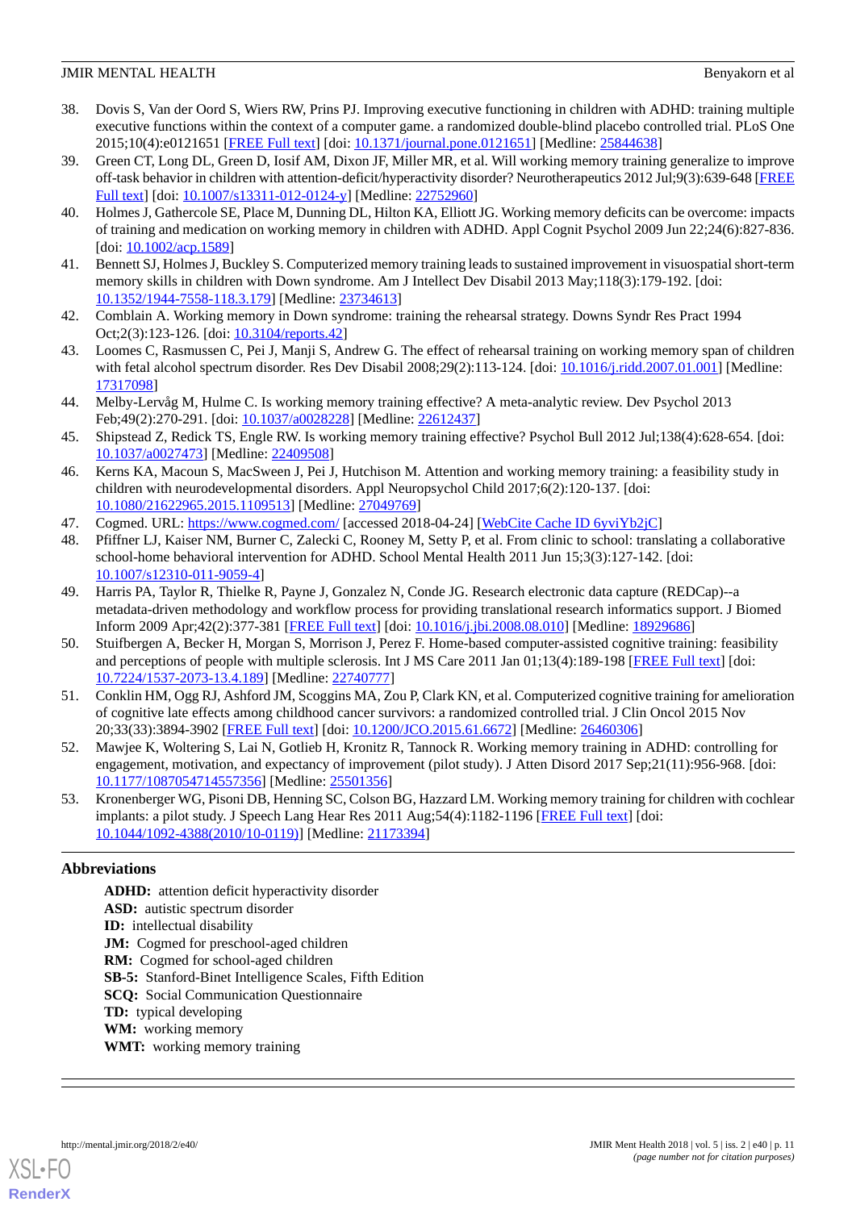38. Dovis S, Van der Oord S, Wiers RW, Prins PJ. Improving executive functioning in children with ADHD: training multiple executive functions within the context of a computer game. a randomized double-blind placebo controlled trial. PLoS One 2015;10(4):e0121651 [FREE Full text] [doi: 10.1371/journal.pone.0121651] [Medline: 25844638]
39. Green CT, Long DL, Green D, Iosif AM, Dixon JF, Miller MR, et al. Will working memory training generalize to improve off-task behavior in children with attention-deficit/hyperactivity disorder? Neurotherapeutics 2012 Jul;9(3):639-648 [FREE Full text] [doi: 10.1007/s13311-012-0124-y] [Medline: 22752960]
40. Holmes J, Gathercole SE, Place M, Dunning DL, Hilton KA, Elliott JG. Working memory deficits can be overcome: impacts of training and medication on working memory in children with ADHD. Appl Cognit Psychol 2009 Jun 22;24(6):827-836. [doi: 10.1002/acp.1589]
41. Bennett SJ, Holmes J, Buckley S. Computerized memory training leads to sustained improvement in visuospatial short-term memory skills in children with Down syndrome. Am J Intellect Dev Disabil 2013 May;118(3):179-192. [doi: 10.1352/1944-7558-118.3.179] [Medline: 23734613]
42. Comblain A. Working memory in Down syndrome: training the rehearsal strategy. Downs Syndr Res Pract 1994 Oct;2(3):123-126. [doi: 10.3104/reports.42]
43. Loomes C, Rasmussen C, Pei J, Manji S, Andrew G. The effect of rehearsal training on working memory span of children with fetal alcohol spectrum disorder. Res Dev Disabil 2008;29(2):113-124. [doi: 10.1016/j.ridd.2007.01.001] [Medline: 17317098]
44. Melby-Lervåg M, Hulme C. Is working memory training effective? A meta-analytic review. Dev Psychol 2013 Feb;49(2):270-291. [doi: 10.1037/a0028228] [Medline: 22612437]
45. Shipstead Z, Redick TS, Engle RW. Is working memory training effective? Psychol Bull 2012 Jul;138(4):628-654. [doi: 10.1037/a0027473] [Medline: 22409508]
46. Kerns KA, Macoun S, MacSween J, Pei J, Hutchison M. Attention and working memory training: a feasibility study in children with neurodevelopmental disorders. Appl Neuropsychol Child 2017;6(2):120-137. [doi: 10.1080/21622965.2015.1109513] [Medline: 27049769]
47. Cogmed. URL: https://www.cogmed.com/ [accessed 2018-04-24] [WebCite Cache ID 6yviYb2jC]
48. Pfiffner LJ, Kaiser NM, Burner C, Zalecki C, Rooney M, Setty P, et al. From clinic to school: translating a collaborative school-home behavioral intervention for ADHD. School Mental Health 2011 Jun 15;3(3):127-142. [doi: 10.1007/s12310-011-9059-4]
49. Harris PA, Taylor R, Thielke R, Payne J, Gonzalez N, Conde JG. Research electronic data capture (REDCap)--a metadata-driven methodology and workflow process for providing translational research informatics support. J Biomed Inform 2009 Apr;42(2):377-381 [FREE Full text] [doi: 10.1016/j.jbi.2008.08.010] [Medline: 18929686]
50. Stuifbergen A, Becker H, Morgan S, Morrison J, Perez F. Home-based computer-assisted cognitive training: feasibility and perceptions of people with multiple sclerosis. Int J MS Care 2011 Jan 01;13(4):189-198 [FREE Full text] [doi: 10.7224/1537-2073-13.4.189] [Medline: 22740777]
51. Conklin HM, Ogg RJ, Ashford JM, Scoggins MA, Zou P, Clark KN, et al. Computerized cognitive training for amelioration of cognitive late effects among childhood cancer survivors: a randomized controlled trial. J Clin Oncol 2015 Nov 20;33(33):3894-3902 [FREE Full text] [doi: 10.1200/JCO.2015.61.6672] [Medline: 26460306]
52. Mawjee K, Woltering S, Lai N, Gotlieb H, Kronitz R, Tannock R. Working memory training in ADHD: controlling for engagement, motivation, and expectancy of improvement (pilot study). J Atten Disord 2017 Sep;21(11):956-968. [doi: 10.1177/1087054714557356] [Medline: 25501356]
53. Kronenberger WG, Pisoni DB, Henning SC, Colson BG, Hazzard LM. Working memory training for children with cochlear implants: a pilot study. J Speech Lang Hear Res 2011 Aug;54(4):1182-1196 [FREE Full text] [doi: 10.1044/1092-4388(2010/10-0119)] [Medline: 21173394]

## Abbreviations

**ADHD:** attention deficit hyperactivity disorder
**ASD:** autistic spectrum disorder
**ID:** intellectual disability
**JM:** Cogmed for preschool-aged children
**RM:** Cogmed for school-aged children
**SB-5:** Stanford-Binet Intelligence Scales, Fifth Edition
**SCQ:** Social Communication Questionnaire
**TD:** typical developing
**WM:** working memory
**WMT:** working memory training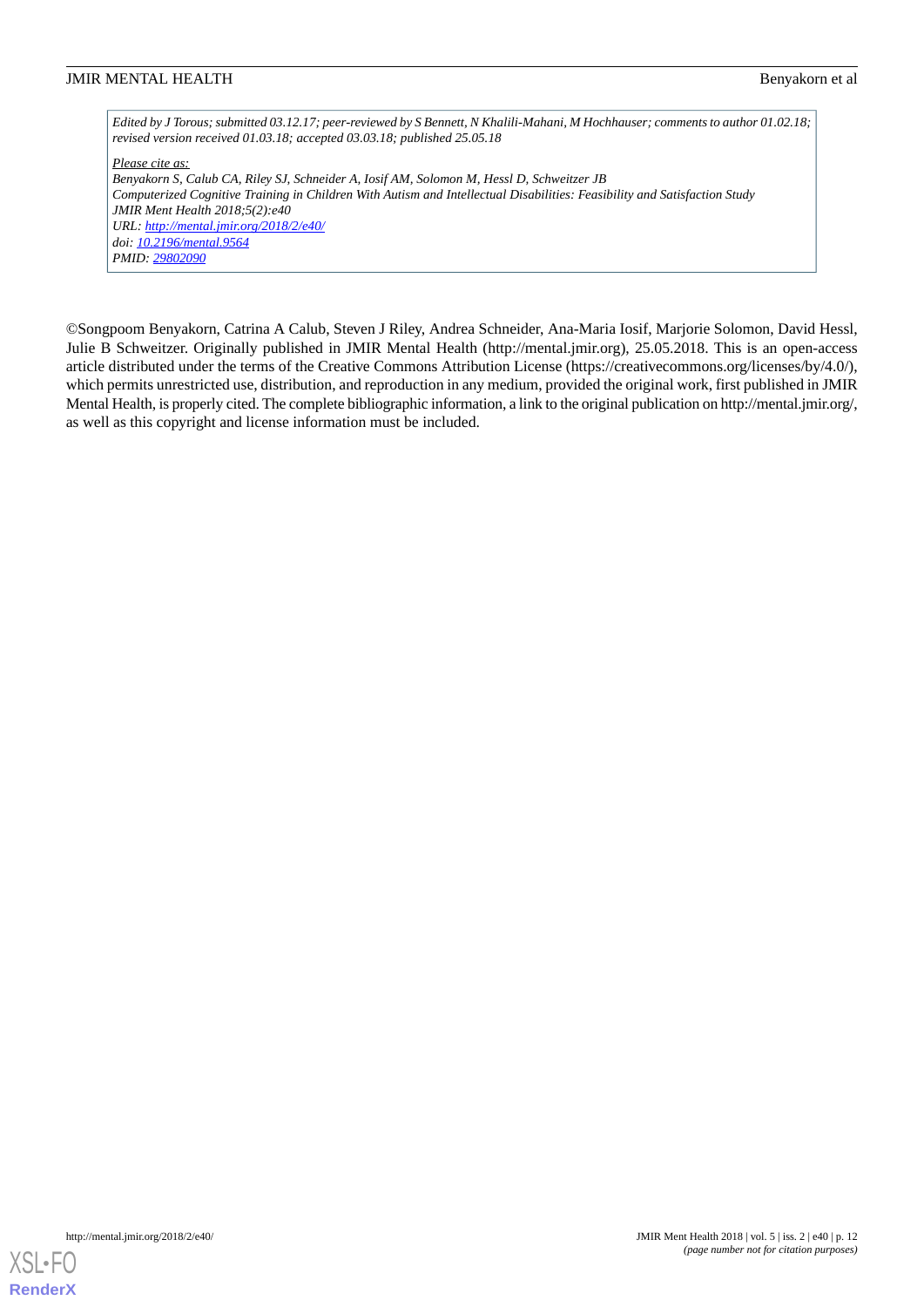*Edited by J Torous; submitted 03.12.17; peer-reviewed by S Bennett, N Khalili-Mahani, M Hochhauser; comments to author 01.02.18; revised version received 01.03.18; accepted 03.03.18; published 25.05.18*

*Please cite as:*
*Benyakorn S, Calub CA, Riley SJ, Schneider A, Iosif AM, Solomon M, Hessl D, Schweitzer JB*
*Computerized Cognitive Training in Children With Autism and Intellectual Disabilities: Feasibility and Satisfaction Study*
*JMIR Ment Health 2018;5(2):e40*
*URL: http://mental.jmir.org/2018/2/e40/*
*doi: 10.2196/mental.9564*
*PMID: 29802090*

©Songpoom Benyakorn, Catrina A Calub, Steven J Riley, Andrea Schneider, Ana-Maria Iosif, Marjorie Solomon, David Hessl, Julie B Schweitzer. Originally published in JMIR Mental Health (http://mental.jmir.org), 25.05.2018. This is an open-access article distributed under the terms of the Creative Commons Attribution License (https://creativecommons.org/licenses/by/4.0/), which permits unrestricted use, distribution, and reproduction in any medium, provided the original work, first published in JMIR Mental Health, is properly cited. The complete bibliographic information, a link to the original publication on http://mental.jmir.org/, as well as this copyright and license information must be included.